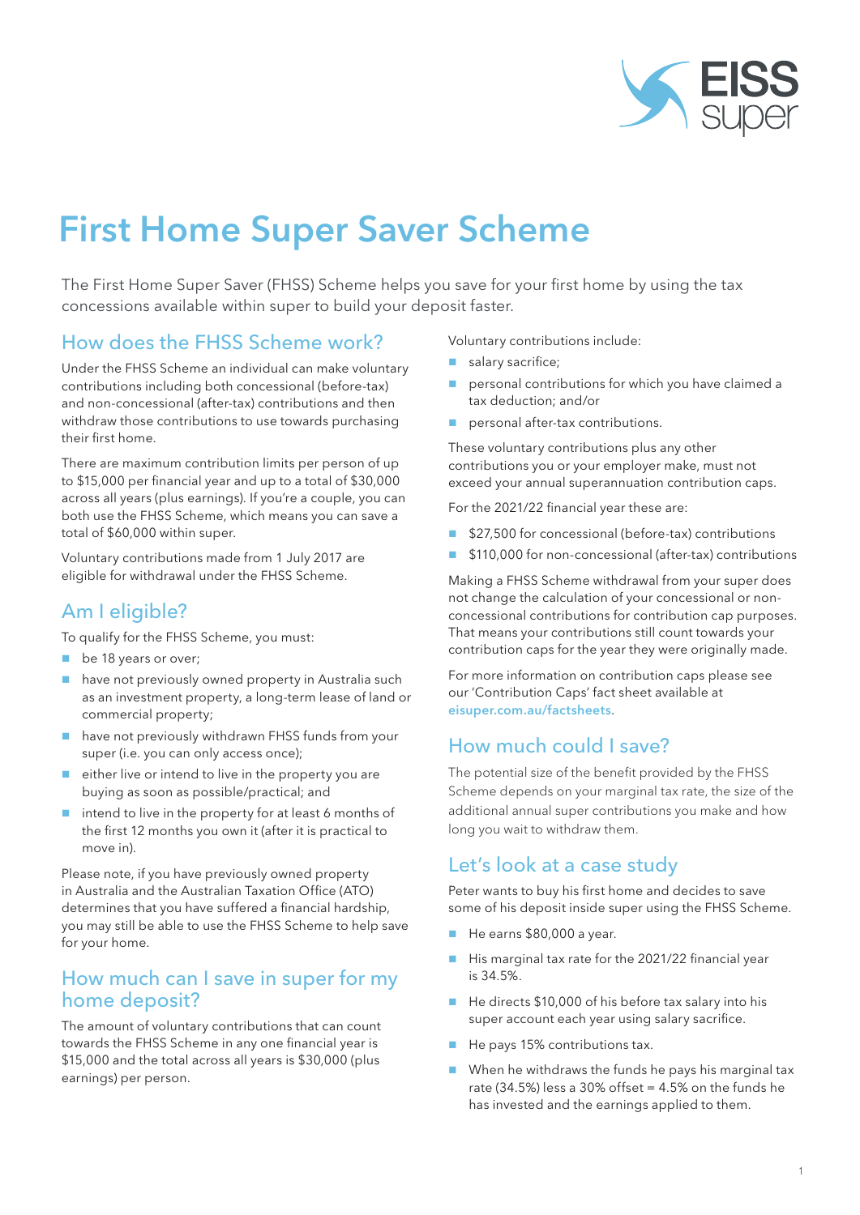# First Home Super Saver Scheme

The First Home Super Saver (FHSS) Scheme helps you save for your first home by using the tax concessions available within super to build your deposit faster.

## How does the FHSS Scheme work?

Under the FHSS Scheme an individual can make voluntary contributions including both concessional (before-tax) and non-concessional (after-tax) contributions and then withdraw those contributions to use towards purchasing their first home.

There are maximum contribution limits per person of up to $15,000 per financial year and up to a total of $30,000 across all years (plus earnings). If you're a couple, you can both use the FHSS Scheme, which means you can save a total of $60,000 within super.

Voluntary contributions made from 1 July 2017 are eligible for withdrawal under the FHSS Scheme.

## Am I eligible?

To qualify for the FHSS Scheme, you must:

- be 18 years or over;
- have not previously owned property in Australia such as an investment property, a long-term lease of land or commercial property;
- have not previously withdrawn FHSS funds from your super (i.e. you can only access once);
- either live or intend to live in the property you are buying as soon as possible/practical; and
- intend to live in the property for at least 6 months of the first 12 months you own it (after it is practical to move in).

Please note, if you have previously owned property in Australia and the Australian Taxation Office (ATO) determines that you have suffered a financial hardship, you may still be able to use the FHSS Scheme to help save for your home.

## How much can I save in super for my home deposit?

The amount of voluntary contributions that can count towards the FHSS Scheme in any one financial year is $15,000 and the total across all years is $30,000 (plus earnings) per person.

Voluntary contributions include:

- salary sacrifice;
- personal contributions for which you have claimed a tax deduction; and/or
- personal after-tax contributions.

These voluntary contributions plus any other contributions you or your employer make, must not exceed your annual superannuation contribution caps.

For the 2021/22 financial year these are:

- $27,500 for concessional (before-tax) contributions
- $110,000 for non-concessional (after-tax) contributions

Making a FHSS Scheme withdrawal from your super does not change the calculation of your concessional or non-concessional contributions for contribution cap purposes. That means your contributions still count towards your contribution caps for the year they were originally made.

For more information on contribution caps please see our 'Contribution Caps' fact sheet available at eisuper.com.au/factsheets.

## How much could I save?

The potential size of the benefit provided by the FHSS Scheme depends on your marginal tax rate, the size of the additional annual super contributions you make and how long you wait to withdraw them.

## Let's look at a case study

Peter wants to buy his first home and decides to save some of his deposit inside super using the FHSS Scheme.

- He earns $80,000 a year.
- His marginal tax rate for the 2021/22 financial year is 34.5%.
- He directs $10,000 of his before tax salary into his super account each year using salary sacrifice.
- He pays 15% contributions tax.
- When he withdraws the funds he pays his marginal tax rate (34.5%) less a 30% offset = 4.5% on the funds he has invested and the earnings applied to them.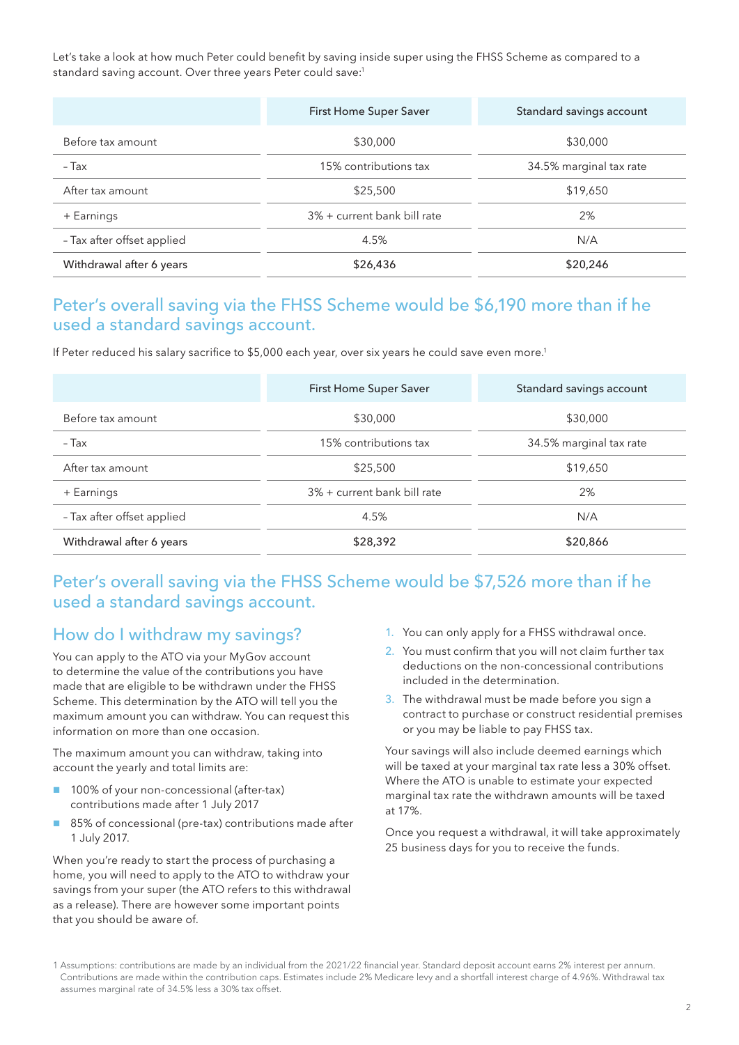Let's take a look at how much Peter could benefit by saving inside super using the FHSS Scheme as compared to a standard saving account. Over three years Peter could save:[1]

| | First Home Super Saver | Standard savings account |
|---|---|---|
| Before tax amount | $30,000 | $30,000 |
| – Tax | 15% contributions tax | 34.5% marginal tax rate |
| After tax amount | $25,500 | $19,650 |
| + Earnings | 3% + current bank bill rate | 2% |
| – Tax after offset applied | 4.5% | N/A |
| **Withdrawal after 6 years** | **$26,436** | **$20,246** |

## Peter's overall saving via the FHSS Scheme would be $6,190 more than if he used a standard savings account.

If Peter reduced his salary sacrifice to $5,000 each year, over six years he could save even more.[1]

| | First Home Super Saver | Standard savings account |
|---|---|---|
| Before tax amount | $30,000 | $30,000 |
| – Tax | 15% contributions tax | 34.5% marginal tax rate |
| After tax amount | $25,500 | $19,650 |
| + Earnings | 3% + current bank bill rate | 2% |
| – Tax after offset applied | 4.5% | N/A |
| **Withdrawal after 6 years** | $28,392 | $20,866 |

## Peter's overall saving via the FHSS Scheme would be $7,526 more than if he used a standard savings account.

## How do I withdraw my savings?

You can apply to the ATO via your MyGov account to determine the value of the contributions you have made that are eligible to be withdrawn under the FHSS Scheme. This determination by the ATO will tell you the maximum amount you can withdraw. You can request this information on more than one occasion.

The maximum amount you can withdraw, taking into account the yearly and total limits are:

- 100% of your non-concessional (after-tax) contributions made after 1 July 2017
- 85% of concessional (pre-tax) contributions made after 1 July 2017.

When you're ready to start the process of purchasing a home, you will need to apply to the ATO to withdraw your savings from your super (the ATO refers to this withdrawal as a release). There are however some important points that you should be aware of.

1. You can only apply for a FHSS withdrawal once.
2. You must confirm that you will not claim further tax deductions on the non-concessional contributions included in the determination.
3. The withdrawal must be made before you sign a contract to purchase or construct residential premises or you may be liable to pay FHSS tax.

Your savings will also include deemed earnings which will be taxed at your marginal tax rate less a 30% offset. Where the ATO is unable to estimate your expected marginal tax rate the withdrawn amounts will be taxed at 17%.

Once you request a withdrawal, it will take approximately 25 business days for you to receive the funds.

1 Assumptions: contributions are made by an individual from the 2021/22 financial year. Standard deposit account earns 2% interest per annum. Contributions are made within the contribution caps. Estimates include 2% Medicare levy and a shortfall interest charge of 4.96%. Withdrawal tax assumes marginal rate of 34.5% less a 30% tax offset.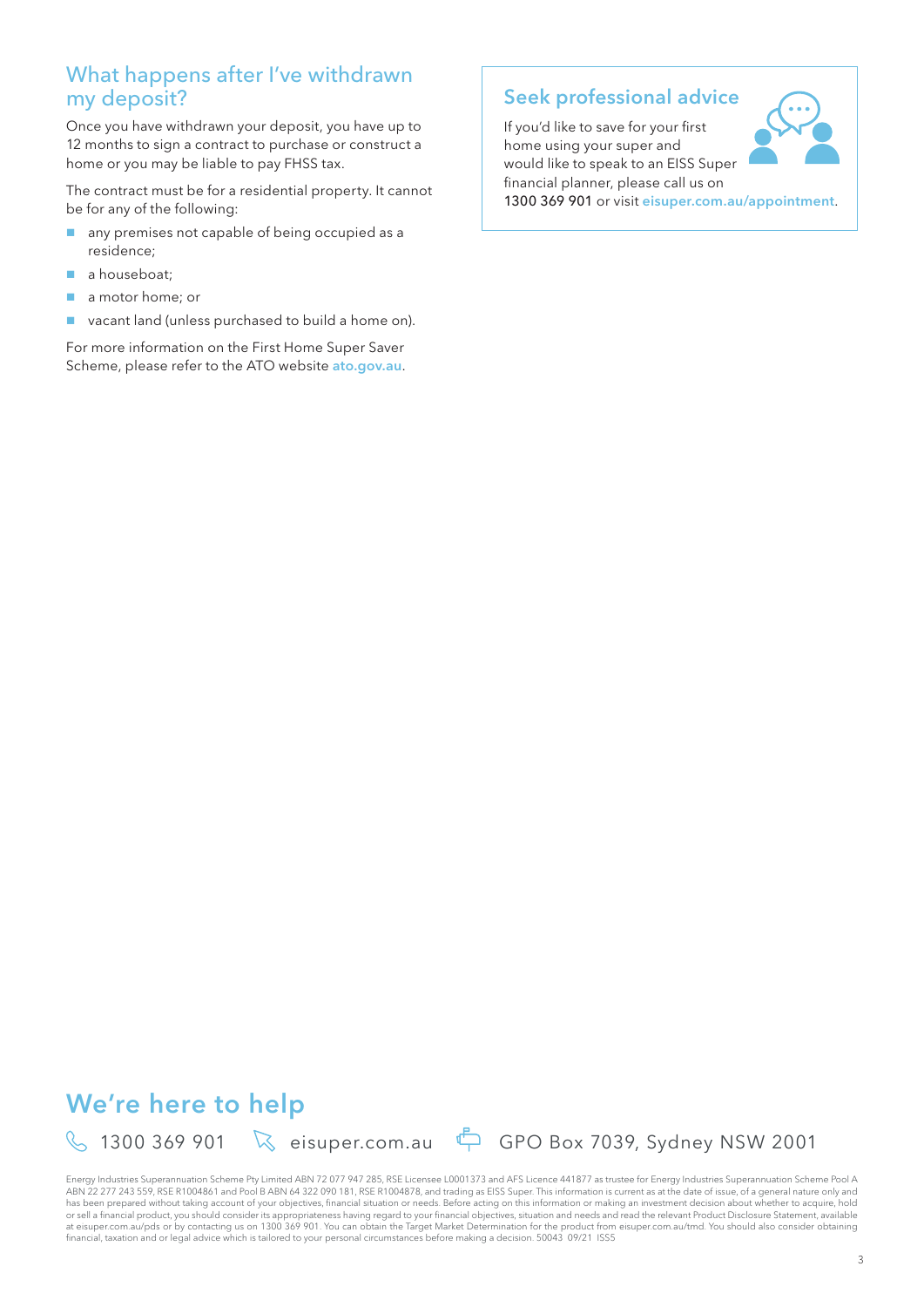## What happens after I've withdrawn my deposit?

Once you have withdrawn your deposit, you have up to 12 months to sign a contract to purchase or construct a home or you may be liable to pay FHSS tax.

The contract must be for a residential property. It cannot be for any of the following:

- any premises not capable of being occupied as a residence;
- a houseboat;
- a motor home; or
- vacant land (unless purchased to build a home on).

For more information on the First Home Super Saver Scheme, please refer to the ATO website ato.gov.au.

## Seek professional advice

If you'd like to save for your first home using your super and would like to speak to an EISS Super financial planner, please call us on **1300 369 901** or visit eisuper.com.au/appointment.

## We're here to help

1300 369 901 eisuper.com.au GPO Box 7039, Sydney NSW 2001

Energy Industries Superannuation Scheme Pty Limited ABN 72 077 947 285, RSE Licensee L0001373 and AFS Licence 441877 as trustee for Energy Industries Superannuation Scheme Pool A ABN 22 277 243 559, RSE R1004861 and Pool B ABN 64 322 090 181, RSE R1004878, and trading as EISS Super. This information is current as at the date of issue, of a general nature only and has been prepared without taking account of your objectives, financial situation or needs. Before acting on this information or making an investment decision about whether to acquire, hold or sell a financial product, you should consider its appropriateness having regard to your financial objectives, situation and needs and read the relevant Product Disclosure Statement, available at eisuper.com.au/pds or by contacting us on 1300 369 901. You can obtain the Target Market Determination for the product from eisuper.com.au/tmd. You should also consider obtaining financial, taxation and or legal advice which is tailored to your personal circumstances before making a decision. 50043 09/21 ISS5